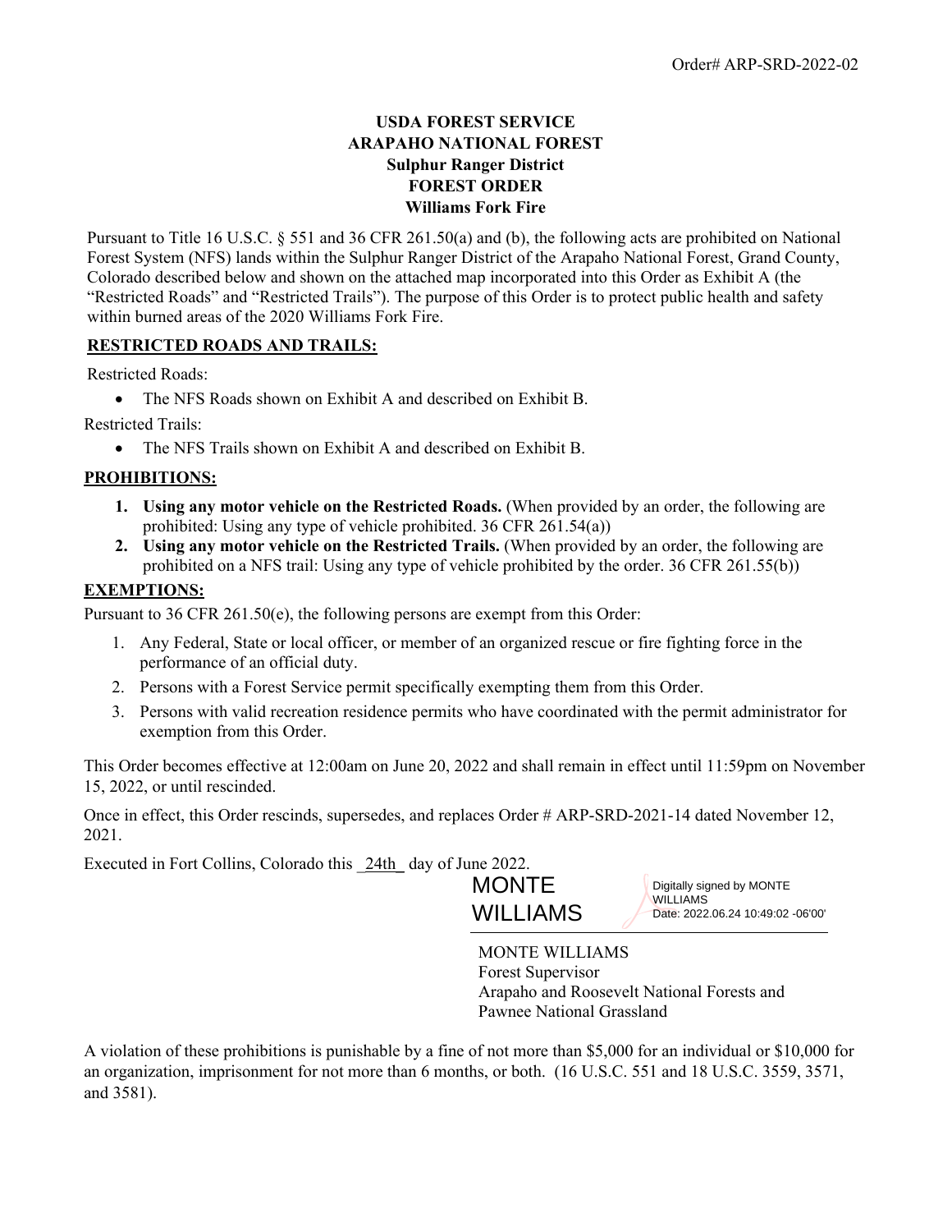Order# ARP-SRD-2022-02

**USDA FOREST SERVICE**
**ARAPAHO NATIONAL FOREST**
**Sulphur Ranger District**
**FOREST ORDER**
**Williams Fork Fire**

Pursuant to Title 16 U.S.C. § 551 and 36 CFR 261.50(a) and (b), the following acts are prohibited on National Forest System (NFS) lands within the Sulphur Ranger District of the Arapaho National Forest, Grand County, Colorado described below and shown on the attached map incorporated into this Order as Exhibit A (the "Restricted Roads" and "Restricted Trails"). The purpose of this Order is to protect public health and safety within burned areas of the 2020 Williams Fork Fire.

**RESTRICTED ROADS AND TRAILS:**

Restricted Roads:

- The NFS Roads shown on Exhibit A and described on Exhibit B.

Restricted Trails:

- The NFS Trails shown on Exhibit A and described on Exhibit B.

**PROHIBITIONS:**

1. **Using any motor vehicle on the Restricted Roads.** (When provided by an order, the following are prohibited: Using any type of vehicle prohibited. 36 CFR 261.54(a))
2. **Using any motor vehicle on the Restricted Trails.** (When provided by an order, the following are prohibited on a NFS trail: Using any type of vehicle prohibited by the order. 36 CFR 261.55(b))

**EXEMPTIONS:**

Pursuant to 36 CFR 261.50(e), the following persons are exempt from this Order:

1. Any Federal, State or local officer, or member of an organized rescue or fire fighting force in the performance of an official duty.
2. Persons with a Forest Service permit specifically exempting them from this Order.
3. Persons with valid recreation residence permits who have coordinated with the permit administrator for exemption from this Order.

This Order becomes effective at 12:00am on June 20, 2022 and shall remain in effect until 11:59pm on November 15, 2022, or until rescinded.

Once in effect, this Order rescinds, supersedes, and replaces Order # ARP-SRD-2021-14 dated November 12, 2021.

Executed in Fort Collins, Colorado this \_24th\_ day of June 2022.

MONTE WILLIAMS — Digitally signed by MONTE WILLIAMS Date: 2022.06.24 10:49:02 -06'00'

MONTE WILLIAMS
Forest Supervisor
Arapaho and Roosevelt National Forests and
Pawnee National Grassland

A violation of these prohibitions is punishable by a fine of not more than $5,000 for an individual or $10,000 for an organization, imprisonment for not more than 6 months, or both. (16 U.S.C. 551 and 18 U.S.C. 3559, 3571, and 3581).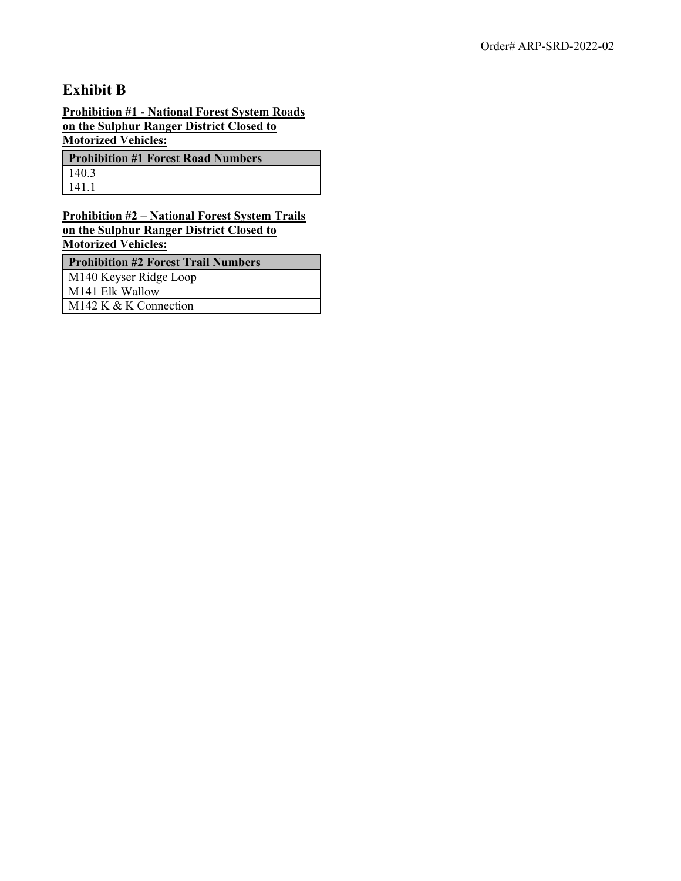## Exhibit B

**Prohibition #1 - National Forest System Roads on the Sulphur Ranger District Closed to Motorized Vehicles:**

| Prohibition #1 Forest Road Numbers |
|---|
| 140.3 |
| 141.1 |

**Prohibition #2 – National Forest System Trails on the Sulphur Ranger District Closed to Motorized Vehicles:**

| Prohibition #2 Forest Trail Numbers |
|---|
| M140 Keyser Ridge Loop |
| M141 Elk Wallow |
| M142 K & K Connection |